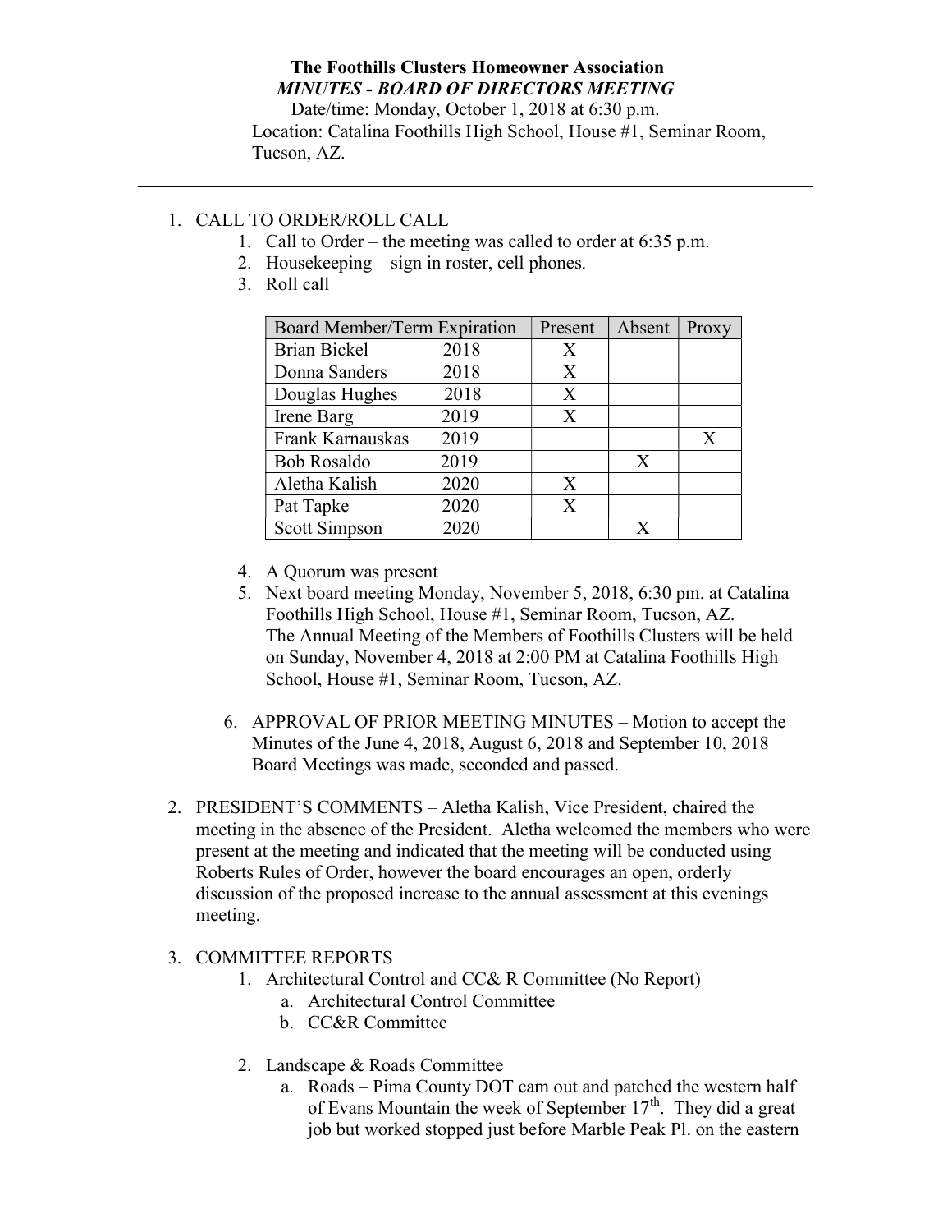**The Foothills Clusters Homeowner Association**
***MINUTES - BOARD OF DIRECTORS MEETING***
Date/time: Monday, October 1, 2018 at 6:30 p.m.
Location: Catalina Foothills High School, House #1, Seminar Room, Tucson, AZ.

---

1. CALL TO ORDER/ROLL CALL
   1. Call to Order – the meeting was called to order at 6:35 p.m.
   2. Housekeeping – sign in roster, cell phones.
   3. Roll call

| Board Member/Term Expiration | | Present | Absent | Proxy |
|---|---|---|---|---|
| Brian Bickel | 2018 | X | | |
| Donna Sanders | 2018 | X | | |
| Douglas Hughes | 2018 | X | | |
| Irene Barg | 2019 | X | | |
| Frank Karnauskas | 2019 | | | X |
| Bob Rosaldo | 2019 | | X | |
| Aletha Kalish | 2020 | X | | |
| Pat Tapke | 2020 | X | | |
| Scott Simpson | 2020 | | X | |

   4. A Quorum was present
   5. Next board meeting Monday, November 5, 2018, 6:30 pm. at Catalina Foothills High School, House #1, Seminar Room, Tucson, AZ.
      The Annual Meeting of the Members of Foothills Clusters will be held on Sunday, November 4, 2018 at 2:00 PM at Catalina Foothills High School, House #1, Seminar Room, Tucson, AZ.
   6. APPROVAL OF PRIOR MEETING MINUTES – Motion to accept the Minutes of the June 4, 2018, August 6, 2018 and September 10, 2018 Board Meetings was made, seconded and passed.

2. PRESIDENT'S COMMENTS – Aletha Kalish, Vice President, chaired the meeting in the absence of the President. Aletha welcomed the members who were present at the meeting and indicated that the meeting will be conducted using Roberts Rules of Order, however the board encourages an open, orderly discussion of the proposed increase to the annual assessment at this evenings meeting.

3. COMMITTEE REPORTS
   1. Architectural Control and CC& R Committee (No Report)
      a. Architectural Control Committee
      b. CC&R Committee
   2. Landscape & Roads Committee
      a. Roads – Pima County DOT cam out and patched the western half of Evans Mountain the week of September 17th. They did a great job but worked stopped just before Marble Peak Pl. on the eastern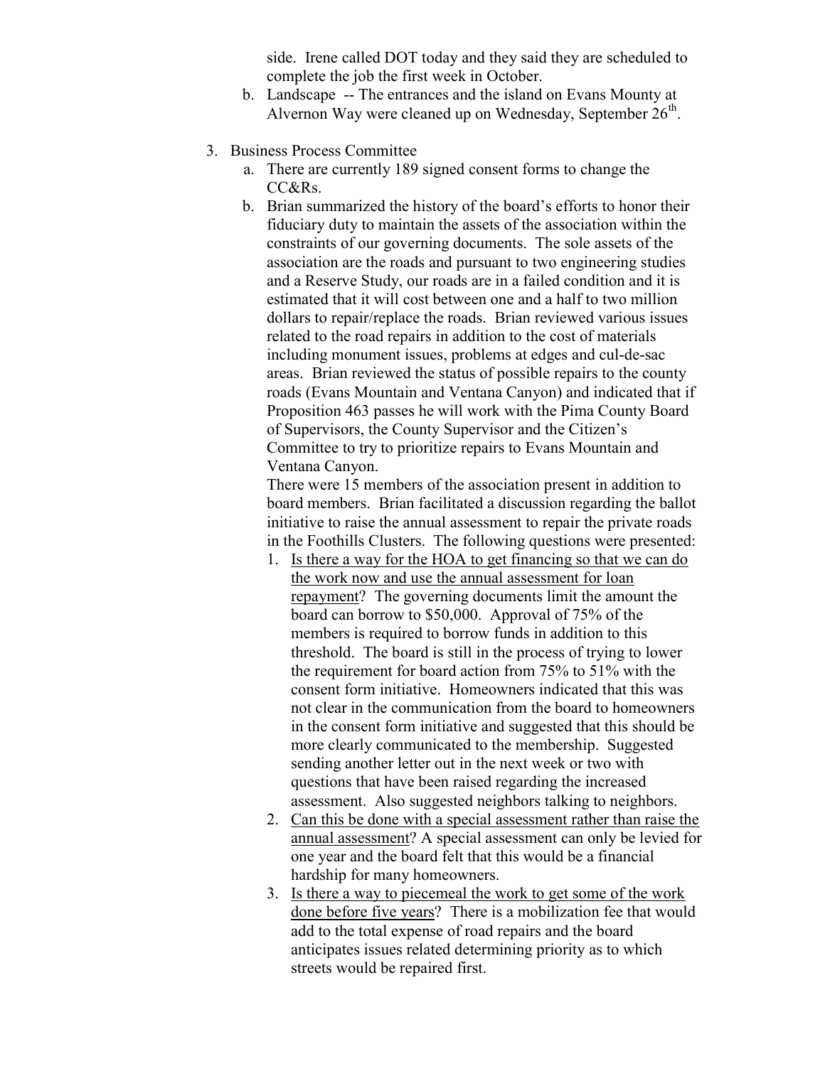side. Irene called DOT today and they said they are scheduled to complete the job the first week in October.

b. Landscape -- The entrances and the island on Evans Mounty at Alvernon Way were cleaned up on Wednesday, September 26th.

3. Business Process Committee
   a. There are currently 189 signed consent forms to change the CC&Rs.
   b. Brian summarized the history of the board's efforts to honor their fiduciary duty to maintain the assets of the association within the constraints of our governing documents. The sole assets of the association are the roads and pursuant to two engineering studies and a Reserve Study, our roads are in a failed condition and it is estimated that it will cost between one and a half to two million dollars to repair/replace the roads. Brian reviewed various issues related to the road repairs in addition to the cost of materials including monument issues, problems at edges and cul-de-sac areas. Brian reviewed the status of possible repairs to the county roads (Evans Mountain and Ventana Canyon) and indicated that if Proposition 463 passes he will work with the Pima County Board of Supervisors, the County Supervisor and the Citizen's Committee to try to prioritize repairs to Evans Mountain and Ventana Canyon.

      There were 15 members of the association present in addition to board members. Brian facilitated a discussion regarding the ballot initiative to raise the annual assessment to repair the private roads in the Foothills Clusters. The following questions were presented:

      1. <u>Is there a way for the HOA to get financing so that we can do the work now and use the annual assessment for loan repayment</u>? The governing documents limit the amount the board can borrow to $50,000. Approval of 75% of the members is required to borrow funds in addition to this threshold. The board is still in the process of trying to lower the requirement for board action from 75% to 51% with the consent form initiative. Homeowners indicated that this was not clear in the communication from the board to homeowners in the consent form initiative and suggested that this should be more clearly communicated to the membership. Suggested sending another letter out in the next week or two with questions that have been raised regarding the increased assessment. Also suggested neighbors talking to neighbors.
      2. <u>Can this be done with a special assessment rather than raise the annual assessment</u>? A special assessment can only be levied for one year and the board felt that this would be a financial hardship for many homeowners.
      3. <u>Is there a way to piecemeal the work to get some of the work done before five years</u>? There is a mobilization fee that would add to the total expense of road repairs and the board anticipates issues related determining priority as to which streets would be repaired first.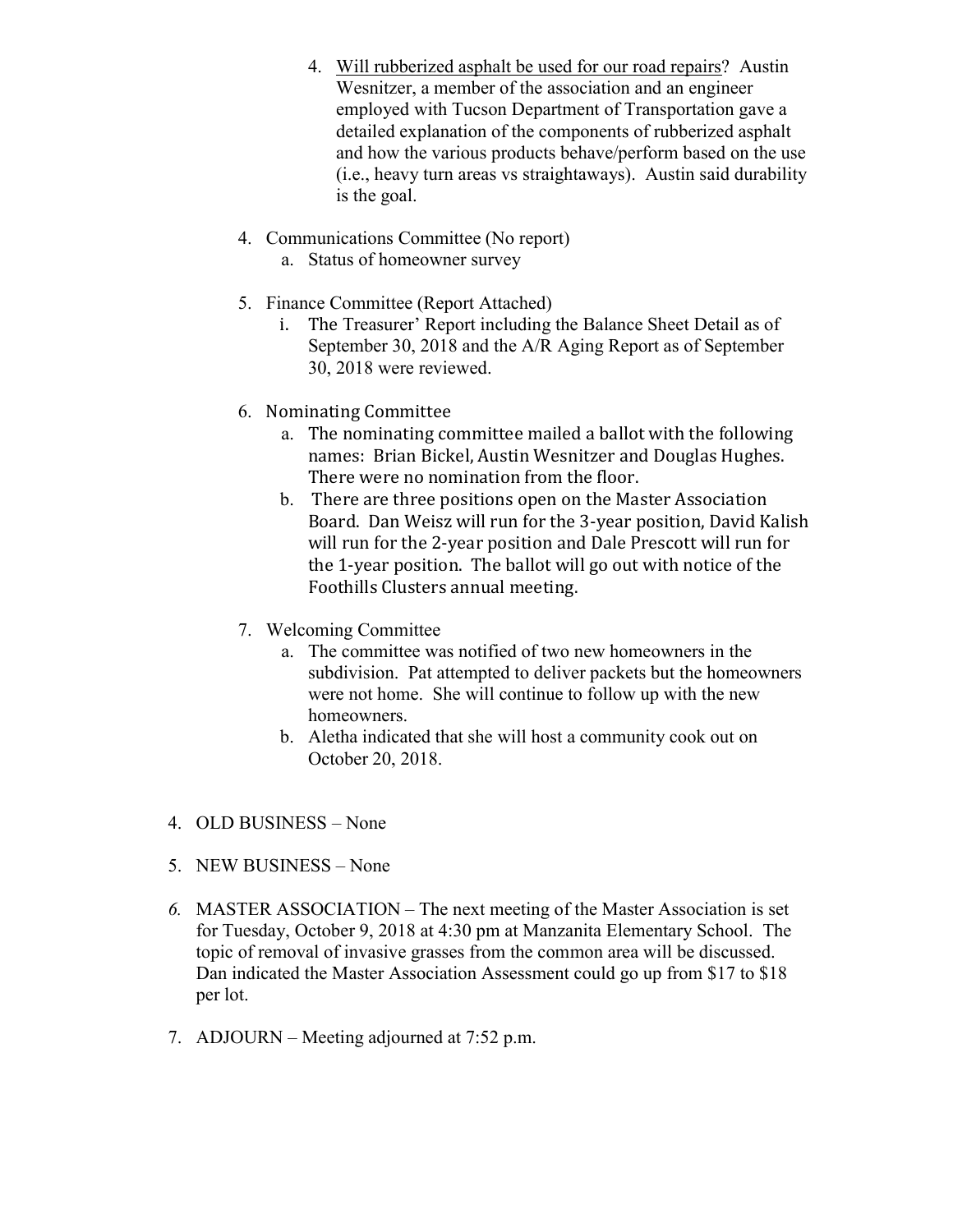4. Will rubberized asphalt be used for our road repairs? Austin Wesnitzer, a member of the association and an engineer employed with Tucson Department of Transportation gave a detailed explanation of the components of rubberized asphalt and how the various products behave/perform based on the use (i.e., heavy turn areas vs straightaways). Austin said durability is the goal.

4. Communications Committee (No report)
   a. Status of homeowner survey

5. Finance Committee (Report Attached)
   i. The Treasurer' Report including the Balance Sheet Detail as of September 30, 2018 and the A/R Aging Report as of September 30, 2018 were reviewed.

6. Nominating Committee
   a. The nominating committee mailed a ballot with the following names: Brian Bickel, Austin Wesnitzer and Douglas Hughes. There were no nomination from the floor.
   b. There are three positions open on the Master Association Board. Dan Weisz will run for the 3-year position, David Kalish will run for the 2-year position and Dale Prescott will run for the 1-year position. The ballot will go out with notice of the Foothills Clusters annual meeting.

7. Welcoming Committee
   a. The committee was notified of two new homeowners in the subdivision. Pat attempted to deliver packets but the homeowners were not home. She will continue to follow up with the new homeowners.
   b. Aletha indicated that she will host a community cook out on October 20, 2018.

4. OLD BUSINESS – None

5. NEW BUSINESS – None

6. MASTER ASSOCIATION – The next meeting of the Master Association is set for Tuesday, October 9, 2018 at 4:30 pm at Manzanita Elementary School. The topic of removal of invasive grasses from the common area will be discussed. Dan indicated the Master Association Assessment could go up from $17 to $18 per lot.

7. ADJOURN – Meeting adjourned at 7:52 p.m.